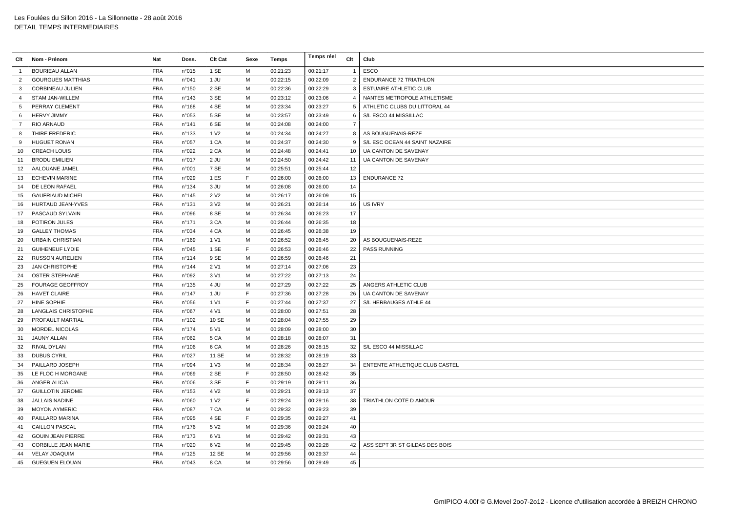Les Foulées du Sillon 2016 - La Sillonnette - 28 août 2016
DETAIL TEMPS INTERMEDIAIRES

| Clt | Nom - Prénom | Nat | Doss. | Clt Cat | Sexe | Temps | Temps réel | Clt | Club |
|---|---|---|---|---|---|---|---|---|---|
| 1 | BOURIEAU ALLAN | FRA | n°015 | 1 SE | M | 00:21:23 | 00:21:17 | 1 | ESCO |
| 2 | GOURGUES MATTHIAS | FRA | n°041 | 1 JU | M | 00:22:15 | 00:22:09 | 2 | ENDURANCE 72 TRIATHLON |
| 3 | CORBINEAU JULIEN | FRA | n°150 | 2 SE | M | 00:22:36 | 00:22:29 | 3 | ESTUAIRE ATHLETIC CLUB |
| 4 | STAM JAN-WILLEM | FRA | n°143 | 3 SE | M | 00:23:12 | 00:23:06 | 4 | NANTES METROPOLE ATHLETISME |
| 5 | PERRAY CLEMENT | FRA | n°168 | 4 SE | M | 00:23:34 | 00:23:27 | 5 | ATHLETIC CLUBS DU LITTORAL 44 |
| 6 | HERVY JIMMY | FRA | n°053 | 5 SE | M | 00:23:57 | 00:23:49 | 6 | S/L ESCO 44 MISSILLAC |
| 7 | RIO ARNAUD | FRA | n°141 | 6 SE | M | 00:24:08 | 00:24:00 | 7 | |
| 8 | THIRE FREDERIC | FRA | n°133 | 1 V2 | M | 00:24:34 | 00:24:27 | 8 | AS BOUGUENAIS-REZE |
| 9 | HUGUET RONAN | FRA | n°057 | 1 CA | M | 00:24:37 | 00:24:30 | 9 | S/L ESC OCEAN 44 SAINT NAZAIRE |
| 10 | CREACH LOUIS | FRA | n°022 | 2 CA | M | 00:24:48 | 00:24:41 | 10 | UA CANTON DE SAVENAY |
| 11 | BRODU EMILIEN | FRA | n°017 | 2 JU | M | 00:24:50 | 00:24:42 | 11 | UA CANTON DE SAVENAY |
| 12 | AALOUANE JAMEL | FRA | n°001 | 7 SE | M | 00:25:51 | 00:25:44 | 12 | |
| 13 | ECHEVIN MARINE | FRA | n°029 | 1 ES | F | 00:26:00 | 00:26:00 | 13 | ENDURANCE 72 |
| 14 | DE LEON RAFAEL | FRA | n°134 | 3 JU | M | 00:26:08 | 00:26:00 | 14 | |
| 15 | GAUFRIAUD MICHEL | FRA | n°145 | 2 V2 | M | 00:26:17 | 00:26:09 | 15 | |
| 16 | HURTAUD JEAN-YVES | FRA | n°131 | 3 V2 | M | 00:26:21 | 00:26:14 | 16 | US IVRY |
| 17 | PASCAUD SYLVAIN | FRA | n°096 | 8 SE | M | 00:26:34 | 00:26:23 | 17 | |
| 18 | POTIRON JULES | FRA | n°171 | 3 CA | M | 00:26:44 | 00:26:35 | 18 | |
| 19 | GALLEY THOMAS | FRA | n°034 | 4 CA | M | 00:26:45 | 00:26:38 | 19 | |
| 20 | URBAIN CHRISTIAN | FRA | n°169 | 1 V1 | M | 00:26:52 | 00:26:45 | 20 | AS BOUGUENAIS-REZE |
| 21 | GUIHENEUF LYDIE | FRA | n°045 | 1 SE | F | 00:26:53 | 00:26:46 | 22 | PASS RUNNING |
| 22 | RUSSON AURELIEN | FRA | n°114 | 9 SE | M | 00:26:59 | 00:26:46 | 21 | |
| 23 | JAN CHRISTOPHE | FRA | n°144 | 2 V1 | M | 00:27:14 | 00:27:06 | 23 | |
| 24 | OSTER STEPHANE | FRA | n°092 | 3 V1 | M | 00:27:22 | 00:27:13 | 24 | |
| 25 | FOURAGE GEOFFROY | FRA | n°135 | 4 JU | M | 00:27:29 | 00:27:22 | 25 | ANGERS ATHLETIC CLUB |
| 26 | HAVET CLAIRE | FRA | n°147 | 1 JU | F | 00:27:36 | 00:27:28 | 26 | UA CANTON DE SAVENAY |
| 27 | HINE SOPHIE | FRA | n°056 | 1 V1 | F | 00:27:44 | 00:27:37 | 27 | S/L HERBAUGES ATHLE 44 |
| 28 | LANGLAIS CHRISTOPHE | FRA | n°067 | 4 V1 | M | 00:28:00 | 00:27:51 | 28 | |
| 29 | PROFAULT MARTIAL | FRA | n°102 | 10 SE | M | 00:28:04 | 00:27:55 | 29 | |
| 30 | MORDEL NICOLAS | FRA | n°174 | 5 V1 | M | 00:28:09 | 00:28:00 | 30 | |
| 31 | JAUNY ALLAN | FRA | n°062 | 5 CA | M | 00:28:18 | 00:28:07 | 31 | |
| 32 | RIVAL DYLAN | FRA | n°106 | 6 CA | M | 00:28:26 | 00:28:15 | 32 | S/L ESCO 44 MISSILLAC |
| 33 | DUBUS CYRIL | FRA | n°027 | 11 SE | M | 00:28:32 | 00:28:19 | 33 | |
| 34 | PAILLARD JOSEPH | FRA | n°094 | 1 V3 | M | 00:28:34 | 00:28:27 | 34 | ENTENTE ATHLETIQUE CLUB CASTEL |
| 35 | LE FLOC H MORGANE | FRA | n°069 | 2 SE | F | 00:28:50 | 00:28:42 | 35 | |
| 36 | ANGER ALICIA | FRA | n°006 | 3 SE | F | 00:29:19 | 00:29:11 | 36 | |
| 37 | GUILLOTIN JEROME | FRA | n°153 | 4 V2 | M | 00:29:21 | 00:29:13 | 37 | |
| 38 | JALLAIS NADINE | FRA | n°060 | 1 V2 | F | 00:29:24 | 00:29:16 | 38 | TRIATHLON COTE D AMOUR |
| 39 | MOYON AYMERIC | FRA | n°087 | 7 CA | M | 00:29:32 | 00:29:23 | 39 | |
| 40 | PAILLARD MARINA | FRA | n°095 | 4 SE | F | 00:29:35 | 00:29:27 | 41 | |
| 41 | CAILLON PASCAL | FRA | n°176 | 5 V2 | M | 00:29:36 | 00:29:24 | 40 | |
| 42 | GOUIN JEAN PIERRE | FRA | n°173 | 6 V1 | M | 00:29:42 | 00:29:31 | 43 | |
| 43 | CORBILLE JEAN MARIE | FRA | n°020 | 6 V2 | M | 00:29:45 | 00:29:28 | 42 | ASS SEPT 3R ST GILDAS DES BOIS |
| 44 | VELAY JOAQUIM | FRA | n°125 | 12 SE | M | 00:29:56 | 00:29:37 | 44 | |
| 45 | GUEGUEN ELOUAN | FRA | n°043 | 8 CA | M | 00:29:56 | 00:29:49 | 45 | |

GmIPICO 4.00f © G.Mevel 2oo7-2o12 - Licence d'utilisation accordée à BREIZH CHRONO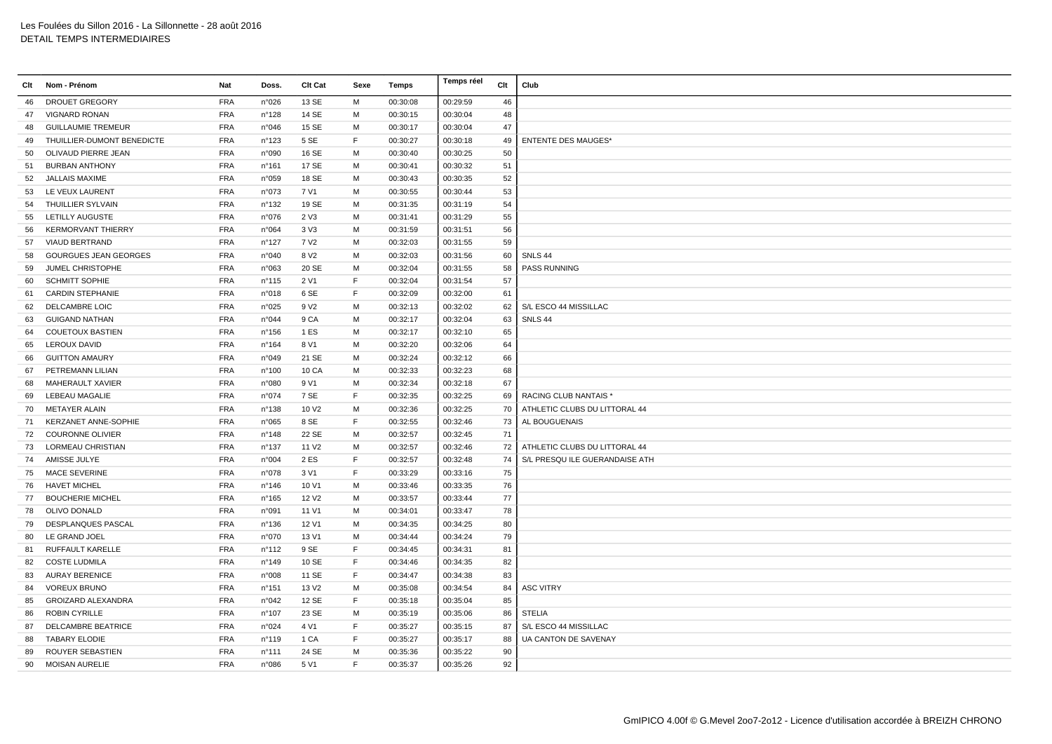Les Foulées du Sillon 2016 - La Sillonnette - 28 août 2016
DETAIL TEMPS INTERMEDIAIRES

| Clt | Nom - Prénom | Nat | Doss. | Clt Cat | Sexe | Temps | Temps réel | Clt | Club |
|---|---|---|---|---|---|---|---|---|---|
| 46 | DROUET GREGORY | FRA | n°026 | 13 SE | M | 00:30:08 | 00:29:59 | 46 | |
| 47 | VIGNARD RONAN | FRA | n°128 | 14 SE | M | 00:30:15 | 00:30:04 | 48 | |
| 48 | GUILLAUMIE TREMEUR | FRA | n°046 | 15 SE | M | 00:30:17 | 00:30:04 | 47 | |
| 49 | THUILLIER-DUMONT BENEDICTE | FRA | n°123 | 5 SE | F | 00:30:27 | 00:30:18 | 49 | ENTENTE DES MAUGES* |
| 50 | OLIVAUD PIERRE JEAN | FRA | n°090 | 16 SE | M | 00:30:40 | 00:30:25 | 50 | |
| 51 | BURBAN ANTHONY | FRA | n°161 | 17 SE | M | 00:30:41 | 00:30:32 | 51 | |
| 52 | JALLAIS MAXIME | FRA | n°059 | 18 SE | M | 00:30:43 | 00:30:35 | 52 | |
| 53 | LE VEUX LAURENT | FRA | n°073 | 7 V1 | M | 00:30:55 | 00:30:44 | 53 | |
| 54 | THUILLIER SYLVAIN | FRA | n°132 | 19 SE | M | 00:31:35 | 00:31:19 | 54 | |
| 55 | LETILLY AUGUSTE | FRA | n°076 | 2 V3 | M | 00:31:41 | 00:31:29 | 55 | |
| 56 | KERMORVANT THIERRY | FRA | n°064 | 3 V3 | M | 00:31:59 | 00:31:51 | 56 | |
| 57 | VIAUD BERTRAND | FRA | n°127 | 7 V2 | M | 00:32:03 | 00:31:55 | 59 | |
| 58 | GOURGUES JEAN GEORGES | FRA | n°040 | 8 V2 | M | 00:32:03 | 00:31:56 | 60 | SNLS 44 |
| 59 | JUMEL CHRISTOPHE | FRA | n°063 | 20 SE | M | 00:32:04 | 00:31:55 | 58 | PASS RUNNING |
| 60 | SCHMITT SOPHIE | FRA | n°115 | 2 V1 | F | 00:32:04 | 00:31:54 | 57 | |
| 61 | CARDIN STEPHANIE | FRA | n°018 | 6 SE | F | 00:32:09 | 00:32:00 | 61 | |
| 62 | DELCAMBRE LOIC | FRA | n°025 | 9 V2 | M | 00:32:13 | 00:32:02 | 62 | S/L ESCO 44 MISSILLAC |
| 63 | GUIGAND NATHAN | FRA | n°044 | 9 CA | M | 00:32:17 | 00:32:04 | 63 | SNLS 44 |
| 64 | COUETOUX BASTIEN | FRA | n°156 | 1 ES | M | 00:32:17 | 00:32:10 | 65 | |
| 65 | LEROUX DAVID | FRA | n°164 | 8 V1 | M | 00:32:20 | 00:32:06 | 64 | |
| 66 | GUITTON AMAURY | FRA | n°049 | 21 SE | M | 00:32:24 | 00:32:12 | 66 | |
| 67 | PETREMANN LILIAN | FRA | n°100 | 10 CA | M | 00:32:33 | 00:32:23 | 68 | |
| 68 | MAHERAULT XAVIER | FRA | n°080 | 9 V1 | M | 00:32:34 | 00:32:18 | 67 | |
| 69 | LEBEAU MAGALIE | FRA | n°074 | 7 SE | F | 00:32:35 | 00:32:25 | 69 | RACING CLUB NANTAIS * |
| 70 | METAYER ALAIN | FRA | n°138 | 10 V2 | M | 00:32:36 | 00:32:25 | 70 | ATHLETIC CLUBS DU LITTORAL 44 |
| 71 | KERZANET ANNE-SOPHIE | FRA | n°065 | 8 SE | F | 00:32:55 | 00:32:46 | 73 | AL BOUGUENAIS |
| 72 | COURONNE OLIVIER | FRA | n°148 | 22 SE | M | 00:32:57 | 00:32:45 | 71 | |
| 73 | LORMEAU CHRISTIAN | FRA | n°137 | 11 V2 | M | 00:32:57 | 00:32:46 | 72 | ATHLETIC CLUBS DU LITTORAL 44 |
| 74 | AMISSE JULYE | FRA | n°004 | 2 ES | F | 00:32:57 | 00:32:48 | 74 | S/L PRESQU ILE GUERANDAISE ATH |
| 75 | MACE SEVERINE | FRA | n°078 | 3 V1 | F | 00:33:29 | 00:33:16 | 75 | |
| 76 | HAVET MICHEL | FRA | n°146 | 10 V1 | M | 00:33:46 | 00:33:35 | 76 | |
| 77 | BOUCHERIE MICHEL | FRA | n°165 | 12 V2 | M | 00:33:57 | 00:33:44 | 77 | |
| 78 | OLIVO DONALD | FRA | n°091 | 11 V1 | M | 00:34:01 | 00:33:47 | 78 | |
| 79 | DESPLANQUES PASCAL | FRA | n°136 | 12 V1 | M | 00:34:35 | 00:34:25 | 80 | |
| 80 | LE GRAND JOEL | FRA | n°070 | 13 V1 | M | 00:34:44 | 00:34:24 | 79 | |
| 81 | RUFFAULT KARELLE | FRA | n°112 | 9 SE | F | 00:34:45 | 00:34:31 | 81 | |
| 82 | COSTE LUDMILA | FRA | n°149 | 10 SE | F | 00:34:46 | 00:34:35 | 82 | |
| 83 | AURAY BERENICE | FRA | n°008 | 11 SE | F | 00:34:47 | 00:34:38 | 83 | |
| 84 | VOREUX BRUNO | FRA | n°151 | 13 V2 | M | 00:35:08 | 00:34:54 | 84 | ASC VITRY |
| 85 | GROIZARD ALEXANDRA | FRA | n°042 | 12 SE | F | 00:35:18 | 00:35:04 | 85 | |
| 86 | ROBIN CYRILLE | FRA | n°107 | 23 SE | M | 00:35:19 | 00:35:06 | 86 | STELIA |
| 87 | DELCAMBRE BEATRICE | FRA | n°024 | 4 V1 | F | 00:35:27 | 00:35:15 | 87 | S/L ESCO 44 MISSILLAC |
| 88 | TABARY ELODIE | FRA | n°119 | 1 CA | F | 00:35:27 | 00:35:17 | 88 | UA CANTON DE SAVENAY |
| 89 | ROUYER SEBASTIEN | FRA | n°111 | 24 SE | M | 00:35:36 | 00:35:22 | 90 | |
| 90 | MOISAN AURELIE | FRA | n°086 | 5 V1 | F | 00:35:37 | 00:35:26 | 92 | |

GmIPICO 4.00f © G.Mevel 2oo7-2o12 - Licence d'utilisation accordée à BREIZH CHRONO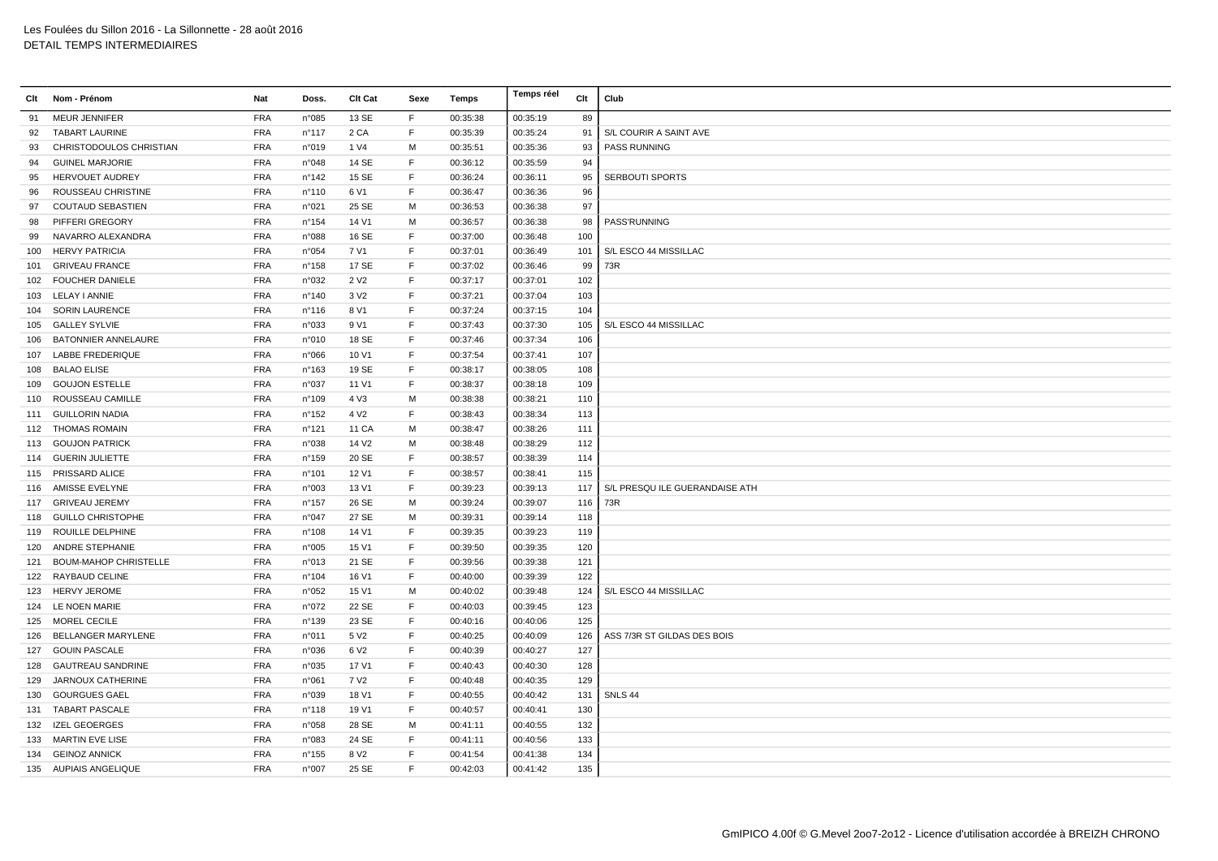Les Foulées du Sillon 2016 - La Sillonnette - 28 août 2016
DETAIL TEMPS INTERMEDIAIRES

| Clt | Nom - Prénom | Nat | Doss. | Clt Cat | Sexe | Temps | Temps réel | Clt | Club |
|---|---|---|---|---|---|---|---|---|---|
| 91 | MEUR JENNIFER | FRA | n°085 | 13 SE | F | 00:35:38 | 00:35:19 | 89 | |
| 92 | TABART LAURINE | FRA | n°117 | 2 CA | F | 00:35:39 | 00:35:24 | 91 | S/L COURIR A SAINT AVE |
| 93 | CHRISTODOULOS CHRISTIAN | FRA | n°019 | 1 V4 | M | 00:35:51 | 00:35:36 | 93 | PASS RUNNING |
| 94 | GUINEL MARJORIE | FRA | n°048 | 14 SE | F | 00:36:12 | 00:35:59 | 94 | |
| 95 | HERVOUET AUDREY | FRA | n°142 | 15 SE | F | 00:36:24 | 00:36:11 | 95 | SERBOUTI SPORTS |
| 96 | ROUSSEAU CHRISTINE | FRA | n°110 | 6 V1 | F | 00:36:47 | 00:36:36 | 96 | |
| 97 | COUTAUD SEBASTIEN | FRA | n°021 | 25 SE | M | 00:36:53 | 00:36:38 | 97 | |
| 98 | PIFFERI GREGORY | FRA | n°154 | 14 V1 | M | 00:36:57 | 00:36:38 | 98 | PASS'RUNNING |
| 99 | NAVARRO ALEXANDRA | FRA | n°088 | 16 SE | F | 00:37:00 | 00:36:48 | 100 | |
| 100 | HERVY PATRICIA | FRA | n°054 | 7 V1 | F | 00:37:01 | 00:36:49 | 101 | S/L ESCO 44 MISSILLAC |
| 101 | GRIVEAU FRANCE | FRA | n°158 | 17 SE | F | 00:37:02 | 00:36:46 | 99 | 73R |
| 102 | FOUCHER DANIELE | FRA | n°032 | 2 V2 | F | 00:37:17 | 00:37:01 | 102 | |
| 103 | LELAY I ANNIE | FRA | n°140 | 3 V2 | F | 00:37:21 | 00:37:04 | 103 | |
| 104 | SORIN LAURENCE | FRA | n°116 | 8 V1 | F | 00:37:24 | 00:37:15 | 104 | |
| 105 | GALLEY SYLVIE | FRA | n°033 | 9 V1 | F | 00:37:43 | 00:37:30 | 105 | S/L ESCO 44 MISSILLAC |
| 106 | BATONNIER ANNELAURE | FRA | n°010 | 18 SE | F | 00:37:46 | 00:37:34 | 106 | |
| 107 | LABBE FREDERIQUE | FRA | n°066 | 10 V1 | F | 00:37:54 | 00:37:41 | 107 | |
| 108 | BALAO ELISE | FRA | n°163 | 19 SE | F | 00:38:17 | 00:38:05 | 108 | |
| 109 | GOUJON ESTELLE | FRA | n°037 | 11 V1 | F | 00:38:37 | 00:38:18 | 109 | |
| 110 | ROUSSEAU CAMILLE | FRA | n°109 | 4 V3 | M | 00:38:38 | 00:38:21 | 110 | |
| 111 | GUILLORIN NADIA | FRA | n°152 | 4 V2 | F | 00:38:43 | 00:38:34 | 113 | |
| 112 | THOMAS ROMAIN | FRA | n°121 | 11 CA | M | 00:38:47 | 00:38:26 | 111 | |
| 113 | GOUJON PATRICK | FRA | n°038 | 14 V2 | M | 00:38:48 | 00:38:29 | 112 | |
| 114 | GUERIN JULIETTE | FRA | n°159 | 20 SE | F | 00:38:57 | 00:38:39 | 114 | |
| 115 | PRISSARD ALICE | FRA | n°101 | 12 V1 | F | 00:38:57 | 00:38:41 | 115 | |
| 116 | AMISSE EVELYNE | FRA | n°003 | 13 V1 | F | 00:39:23 | 00:39:13 | 117 | S/L PRESQU ILE GUERANDAISE ATH |
| 117 | GRIVEAU JEREMY | FRA | n°157 | 26 SE | M | 00:39:24 | 00:39:07 | 116 | 73R |
| 118 | GUILLO CHRISTOPHE | FRA | n°047 | 27 SE | M | 00:39:31 | 00:39:14 | 118 | |
| 119 | ROUILLE DELPHINE | FRA | n°108 | 14 V1 | F | 00:39:35 | 00:39:23 | 119 | |
| 120 | ANDRE STEPHANIE | FRA | n°005 | 15 V1 | F | 00:39:50 | 00:39:35 | 120 | |
| 121 | BOUM-MAHOP CHRISTELLE | FRA | n°013 | 21 SE | F | 00:39:56 | 00:39:38 | 121 | |
| 122 | RAYBAUD CELINE | FRA | n°104 | 16 V1 | F | 00:40:00 | 00:39:39 | 122 | |
| 123 | HERVY JEROME | FRA | n°052 | 15 V1 | M | 00:40:02 | 00:39:48 | 124 | S/L ESCO 44 MISSILLAC |
| 124 | LE NOEN MARIE | FRA | n°072 | 22 SE | F | 00:40:03 | 00:39:45 | 123 | |
| 125 | MOREL CECILE | FRA | n°139 | 23 SE | F | 00:40:16 | 00:40:06 | 125 | |
| 126 | BELLANGER MARYLENE | FRA | n°011 | 5 V2 | F | 00:40:25 | 00:40:09 | 126 | ASS 7/3R ST GILDAS DES BOIS |
| 127 | GOUIN PASCALE | FRA | n°036 | 6 V2 | F | 00:40:39 | 00:40:27 | 127 | |
| 128 | GAUTREAU SANDRINE | FRA | n°035 | 17 V1 | F | 00:40:43 | 00:40:30 | 128 | |
| 129 | JARNOUX CATHERINE | FRA | n°061 | 7 V2 | F | 00:40:48 | 00:40:35 | 129 | |
| 130 | GOURGUES GAEL | FRA | n°039 | 18 V1 | F | 00:40:55 | 00:40:42 | 131 | SNLS 44 |
| 131 | TABART PASCALE | FRA | n°118 | 19 V1 | F | 00:40:57 | 00:40:41 | 130 | |
| 132 | IZEL GEOERGES | FRA | n°058 | 28 SE | M | 00:41:11 | 00:40:55 | 132 | |
| 133 | MARTIN EVE LISE | FRA | n°083 | 24 SE | F | 00:41:11 | 00:40:56 | 133 | |
| 134 | GEINOZ ANNICK | FRA | n°155 | 8 V2 | F | 00:41:54 | 00:41:38 | 134 | |
| 135 | AUPIAIS ANGELIQUE | FRA | n°007 | 25 SE | F | 00:42:03 | 00:41:42 | 135 | |

GmIPICO 4.00f © G.Mevel 2oo7-2o12 - Licence d'utilisation accordée à BREIZH CHRONO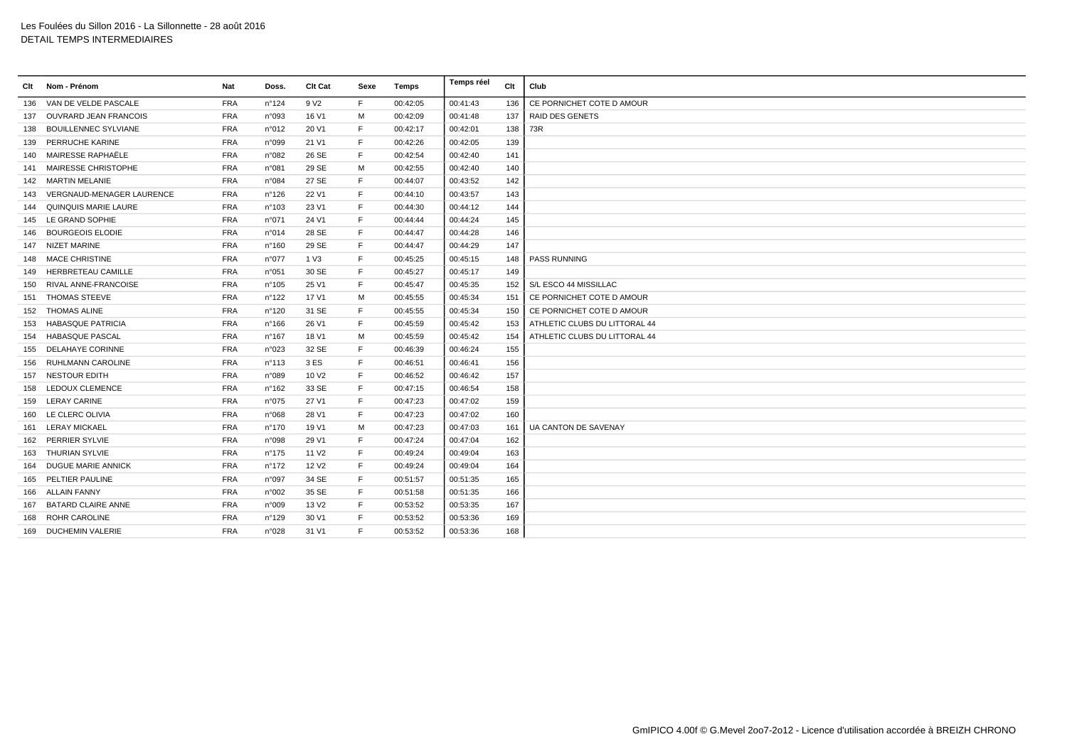Les Foulées du Sillon 2016 - La Sillonnette - 28 août 2016
DETAIL TEMPS INTERMEDIAIRES

| Clt | Nom - Prénom | Nat | Doss. | Clt Cat | Sexe | Temps | Temps réel | Clt | Club |
|---|---|---|---|---|---|---|---|---|---|
| 136 | VAN DE VELDE PASCALE | FRA | n°124 | 9 V2 | F | 00:42:05 | 00:41:43 | 136 | CE PORNICHET COTE D AMOUR |
| 137 | OUVRARD JEAN FRANCOIS | FRA | n°093 | 16 V1 | M | 00:42:09 | 00:41:48 | 137 | RAID DES GENETS |
| 138 | BOUILLENNEC SYLVIANE | FRA | n°012 | 20 V1 | F | 00:42:17 | 00:42:01 | 138 | 73R |
| 139 | PERRUCHE KARINE | FRA | n°099 | 21 V1 | F | 00:42:26 | 00:42:05 | 139 | |
| 140 | MAIRESSE RAPHAËLE | FRA | n°082 | 26 SE | F | 00:42:54 | 00:42:40 | 141 | |
| 141 | MAIRESSE CHRISTOPHE | FRA | n°081 | 29 SE | M | 00:42:55 | 00:42:40 | 140 | |
| 142 | MARTIN MELANIE | FRA | n°084 | 27 SE | F | 00:44:07 | 00:43:52 | 142 | |
| 143 | VERGNAUD-MENAGER LAURENCE | FRA | n°126 | 22 V1 | F | 00:44:10 | 00:43:57 | 143 | |
| 144 | QUINQUIS MARIE LAURE | FRA | n°103 | 23 V1 | F | 00:44:30 | 00:44:12 | 144 | |
| 145 | LE GRAND SOPHIE | FRA | n°071 | 24 V1 | F | 00:44:44 | 00:44:24 | 145 | |
| 146 | BOURGEOIS ELODIE | FRA | n°014 | 28 SE | F | 00:44:47 | 00:44:28 | 146 | |
| 147 | NIZET MARINE | FRA | n°160 | 29 SE | F | 00:44:47 | 00:44:29 | 147 | |
| 148 | MACE CHRISTINE | FRA | n°077 | 1 V3 | F | 00:45:25 | 00:45:15 | 148 | PASS RUNNING |
| 149 | HERBRETEAU CAMILLE | FRA | n°051 | 30 SE | F | 00:45:27 | 00:45:17 | 149 | |
| 150 | RIVAL ANNE-FRANCOISE | FRA | n°105 | 25 V1 | F | 00:45:47 | 00:45:35 | 152 | S/L ESCO 44 MISSILLAC |
| 151 | THOMAS STEEVE | FRA | n°122 | 17 V1 | M | 00:45:55 | 00:45:34 | 151 | CE PORNICHET COTE D AMOUR |
| 152 | THOMAS ALINE | FRA | n°120 | 31 SE | F | 00:45:55 | 00:45:34 | 150 | CE PORNICHET COTE D AMOUR |
| 153 | HABASQUE PATRICIA | FRA | n°166 | 26 V1 | F | 00:45:59 | 00:45:42 | 153 | ATHLETIC CLUBS DU LITTORAL 44 |
| 154 | HABASQUE PASCAL | FRA | n°167 | 18 V1 | M | 00:45:59 | 00:45:42 | 154 | ATHLETIC CLUBS DU LITTORAL 44 |
| 155 | DELAHAYE CORINNE | FRA | n°023 | 32 SE | F | 00:46:39 | 00:46:24 | 155 | |
| 156 | RUHLMANN CAROLINE | FRA | n°113 | 3 ES | F | 00:46:51 | 00:46:41 | 156 | |
| 157 | NESTOUR EDITH | FRA | n°089 | 10 V2 | F | 00:46:52 | 00:46:42 | 157 | |
| 158 | LEDOUX CLEMENCE | FRA | n°162 | 33 SE | F | 00:47:15 | 00:46:54 | 158 | |
| 159 | LERAY CARINE | FRA | n°075 | 27 V1 | F | 00:47:23 | 00:47:02 | 159 | |
| 160 | LE CLERC OLIVIA | FRA | n°068 | 28 V1 | F | 00:47:23 | 00:47:02 | 160 | |
| 161 | LERAY MICKAEL | FRA | n°170 | 19 V1 | M | 00:47:23 | 00:47:03 | 161 | UA CANTON DE SAVENAY |
| 162 | PERRIER SYLVIE | FRA | n°098 | 29 V1 | F | 00:47:24 | 00:47:04 | 162 | |
| 163 | THURIAN SYLVIE | FRA | n°175 | 11 V2 | F | 00:49:24 | 00:49:04 | 163 | |
| 164 | DUGUE MARIE ANNICK | FRA | n°172 | 12 V2 | F | 00:49:24 | 00:49:04 | 164 | |
| 165 | PELTIER PAULINE | FRA | n°097 | 34 SE | F | 00:51:57 | 00:51:35 | 165 | |
| 166 | ALLAIN FANNY | FRA | n°002 | 35 SE | F | 00:51:58 | 00:51:35 | 166 | |
| 167 | BATARD CLAIRE ANNE | FRA | n°009 | 13 V2 | F | 00:53:52 | 00:53:35 | 167 | |
| 168 | ROHR CAROLINE | FRA | n°129 | 30 V1 | F | 00:53:52 | 00:53:36 | 169 | |
| 169 | DUCHEMIN VALERIE | FRA | n°028 | 31 V1 | F | 00:53:52 | 00:53:36 | 168 | |

GmIPICO 4.00f © G.Mevel 2oo7-2o12 - Licence d'utilisation accordée à BREIZH CHRONO